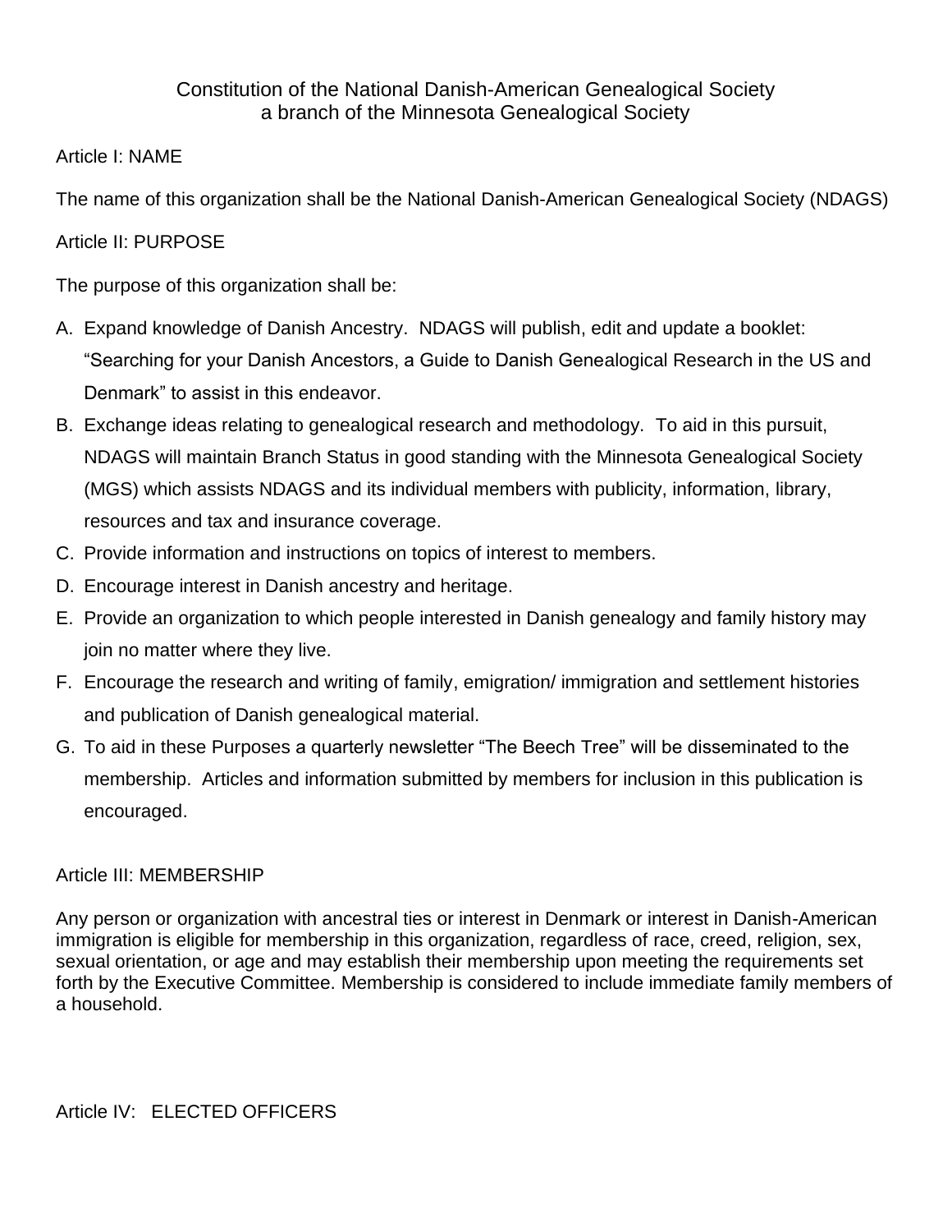# Constitution of the National Danish-American Genealogical Society
## a branch of the Minnesota Genealogical Society

## Article I: NAME

The name of this organization shall be the National Danish-American Genealogical Society (NDAGS)

## Article II: PURPOSE

The purpose of this organization shall be:

A. Expand knowledge of Danish Ancestry. NDAGS will publish, edit and update a booklet: "Searching for your Danish Ancestors, a Guide to Danish Genealogical Research in the US and Denmark" to assist in this endeavor.
B. Exchange ideas relating to genealogical research and methodology. To aid in this pursuit, NDAGS will maintain Branch Status in good standing with the Minnesota Genealogical Society (MGS) which assists NDAGS and its individual members with publicity, information, library, resources and tax and insurance coverage.
C. Provide information and instructions on topics of interest to members.
D. Encourage interest in Danish ancestry and heritage.
E. Provide an organization to which people interested in Danish genealogy and family history may join no matter where they live.
F. Encourage the research and writing of family, emigration/ immigration and settlement histories and publication of Danish genealogical material.
G. To aid in these Purposes a quarterly newsletter "The Beech Tree" will be disseminated to the membership. Articles and information submitted by members for inclusion in this publication is encouraged.

## Article III: MEMBERSHIP

Any person or organization with ancestral ties or interest in Denmark or interest in Danish-American immigration is eligible for membership in this organization, regardless of race, creed, religion, sex, sexual orientation, or age and may establish their membership upon meeting the requirements set forth by the Executive Committee. Membership is considered to include immediate family members of a household.

## Article IV: ELECTED OFFICERS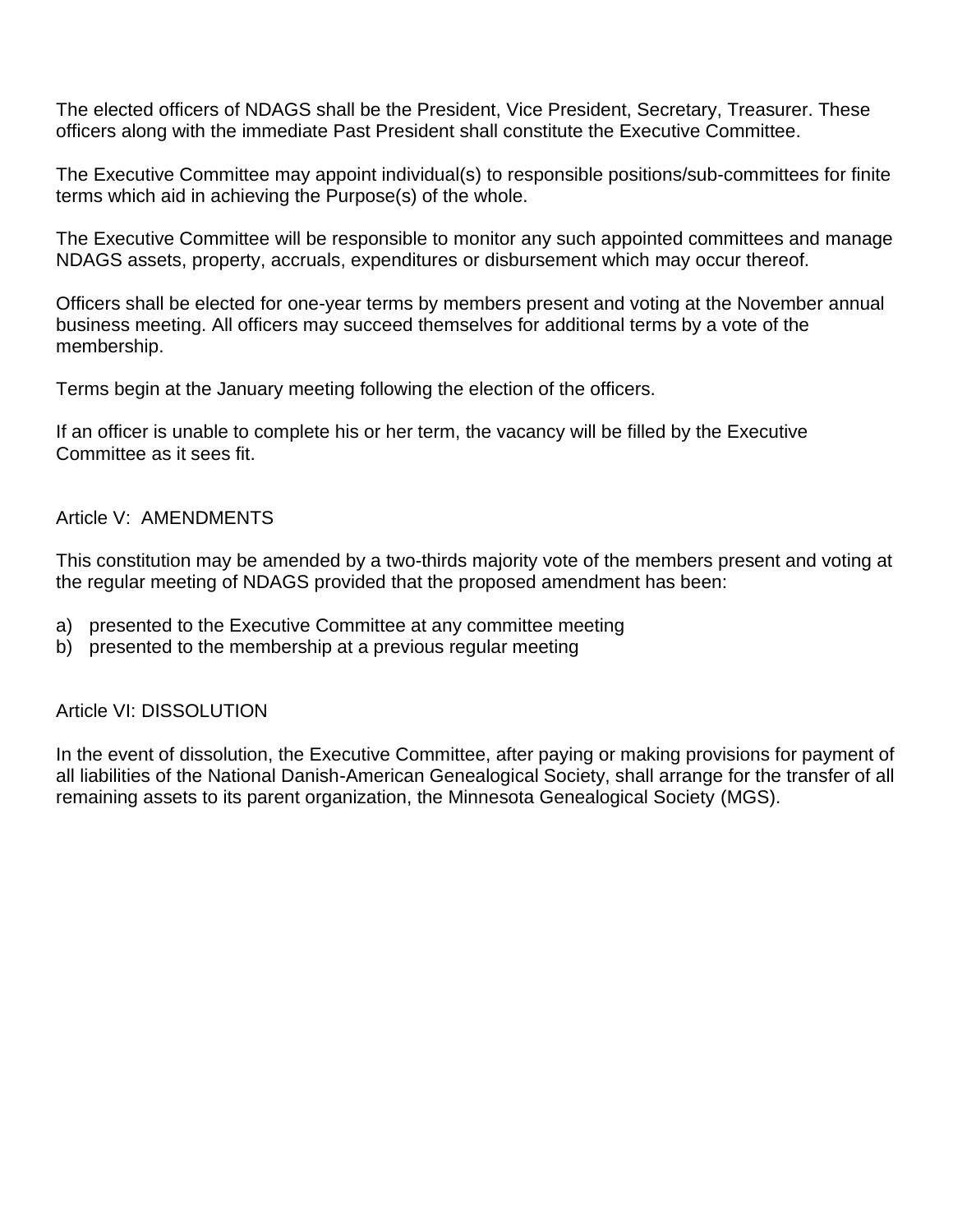The elected officers of NDAGS shall be the President, Vice President, Secretary, Treasurer. These officers along with the immediate Past President shall constitute the Executive Committee.

The Executive Committee may appoint individual(s) to responsible positions/sub-committees for finite terms which aid in achieving the Purpose(s) of the whole.

The Executive Committee will be responsible to monitor any such appointed committees and manage NDAGS assets, property, accruals, expenditures or disbursement which may occur thereof.

Officers shall be elected for one-year terms by members present and voting at the November annual business meeting. All officers may succeed themselves for additional terms by a vote of the membership.

Terms begin at the January meeting following the election of the officers.

If an officer is unable to complete his or her term, the vacancy will be filled by the Executive Committee as it sees fit.

## Article V: AMENDMENTS

This constitution may be amended by a two-thirds majority vote of the members present and voting at the regular meeting of NDAGS provided that the proposed amendment has been:

a) presented to the Executive Committee at any committee meeting
b) presented to the membership at a previous regular meeting

## Article VI: DISSOLUTION

In the event of dissolution, the Executive Committee, after paying or making provisions for payment of all liabilities of the National Danish-American Genealogical Society, shall arrange for the transfer of all remaining assets to its parent organization, the Minnesota Genealogical Society (MGS).